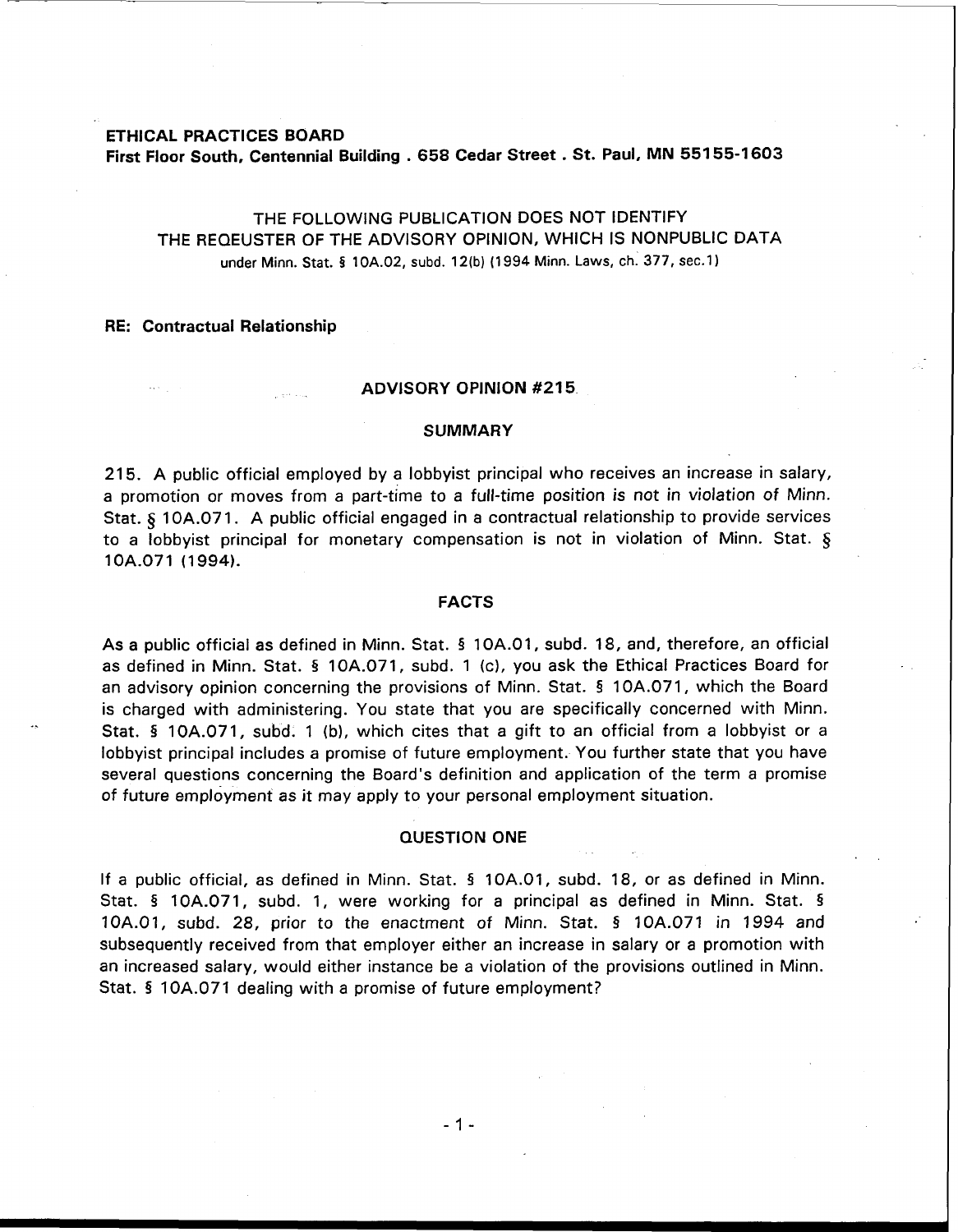**ETHICAL PRACTICES BOARD**
**First Floor South, Centennial Building . 658 Cedar Street . St. Paul, MN 55155-1603**

THE FOLLOWING PUBLICATION DOES NOT IDENTIFY
THE REQEUSTER OF THE ADVISORY OPINION, WHICH IS NONPUBLIC DATA
under Minn. Stat. § 10A.02, subd. 12(b) (1994 Minn. Laws, ch. 377, sec.1)

**RE: Contractual Relationship**

## ADVISORY OPINION #215

### SUMMARY

215. A public official employed by a lobbyist principal who receives an increase in salary, a promotion or moves from a part-time to a full-time position is not in violation of Minn. Stat. § 10A.071. A public official engaged in a contractual relationship to provide services to a lobbyist principal for monetary compensation is not in violation of Minn. Stat. § 10A.071 (1994).

### FACTS

As a public official as defined in Minn. Stat. § 10A.01, subd. 18, and, therefore, an official as defined in Minn. Stat. § 10A.071, subd. 1 (c), you ask the Ethical Practices Board for an advisory opinion concerning the provisions of Minn. Stat. § 10A.071, which the Board is charged with administering. You state that you are specifically concerned with Minn. Stat. § 10A.071, subd. 1 (b), which cites that a gift to an official from a lobbyist or a lobbyist principal includes a promise of future employment. You further state that you have several questions concerning the Board's definition and application of the term a promise of future employment as it may apply to your personal employment situation.

### QUESTION ONE

If a public official, as defined in Minn. Stat. § 10A.01, subd. 18, or as defined in Minn. Stat. § 10A.071, subd. 1, were working for a principal as defined in Minn. Stat. § 10A.01, subd. 28, prior to the enactment of Minn. Stat. § 10A.071 in 1994 and subsequently received from that employer either an increase in salary or a promotion with an increased salary, would either instance be a violation of the provisions outlined in Minn. Stat. § 10A.071 dealing with a promise of future employment?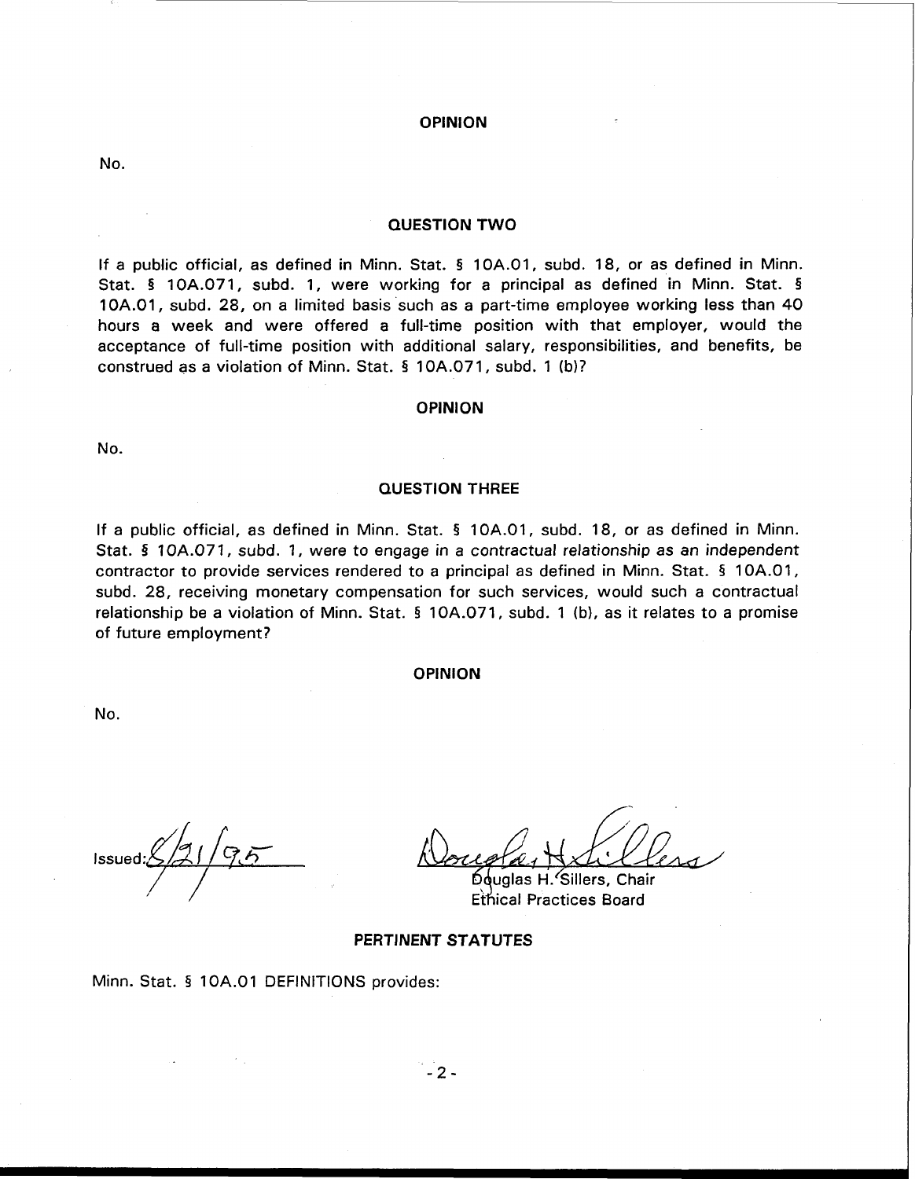## OPINION

No.

## QUESTION TWO

If a public official, as defined in Minn. Stat. § 10A.01, subd. 18, or as defined in Minn. Stat. § 10A.071, subd. 1, were working for a principal as defined in Minn. Stat. § 10A.01, subd. 28, on a limited basis such as a part-time employee working less than 40 hours a week and were offered a full-time position with that employer, would the acceptance of full-time position with additional salary, responsibilities, and benefits, be construed as a violation of Minn. Stat. § 10A.071, subd. 1 (b)?

## OPINION

No.

## QUESTION THREE

If a public official, as defined in Minn. Stat. § 10A.01, subd. 18, or as defined in Minn. Stat. § 10A.071, subd. 1, were to engage in a contractual relationship as an independent contractor to provide services rendered to a principal as defined in Minn. Stat. § 10A.01, subd. 28, receiving monetary compensation for such services, would such a contractual relationship be a violation of Minn. Stat. § 10A.071, subd. 1 (b), as it relates to a promise of future employment?

## OPINION

No.

Issued: 8/21/95

Douglas H. Sillers, Chair
Ethical Practices Board

## PERTINENT STATUTES

Minn. Stat. § 10A.01 DEFINITIONS provides: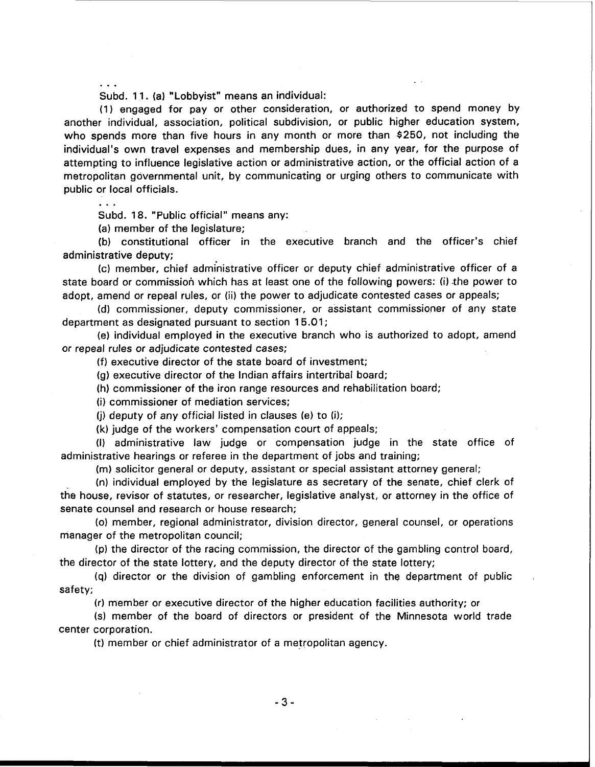. . .

Subd. 11. (a) "Lobbyist" means an individual:

(1) engaged for pay or other consideration, or authorized to spend money by another individual, association, political subdivision, or public higher education system, who spends more than five hours in any month or more than $250, not including the individual's own travel expenses and membership dues, in any year, for the purpose of attempting to influence legislative action or administrative action, or the official action of a metropolitan governmental unit, by communicating or urging others to communicate with public or local officials.

. . .

Subd. 18. "Public official" means any:

(a) member of the legislature;

(b) constitutional officer in the executive branch and the officer's chief administrative deputy;

(c) member, chief administrative officer or deputy chief administrative officer of a state board or commission which has at least one of the following powers: (i) the power to adopt, amend or repeal rules, or (ii) the power to adjudicate contested cases or appeals;

(d) commissioner, deputy commissioner, or assistant commissioner of any state department as designated pursuant to section 15.01;

(e) individual employed in the executive branch who is authorized to adopt, amend or repeal rules or adjudicate contested cases;

(f) executive director of the state board of investment;

(g) executive director of the Indian affairs intertribal board;

(h) commissioner of the iron range resources and rehabilitation board;

(i) commissioner of mediation services;

(j) deputy of any official listed in clauses (e) to (i);

(k) judge of the workers' compensation court of appeals;

(l) administrative law judge or compensation judge in the state office of administrative hearings or referee in the department of jobs and training;

(m) solicitor general or deputy, assistant or special assistant attorney general;

(n) individual employed by the legislature as secretary of the senate, chief clerk of the house, revisor of statutes, or researcher, legislative analyst, or attorney in the office of senate counsel and research or house research;

(o) member, regional administrator, division director, general counsel, or operations manager of the metropolitan council;

(p) the director of the racing commission, the director of the gambling control board, the director of the state lottery, and the deputy director of the state lottery;

(q) director or the division of gambling enforcement in the department of public safety;

(r) member or executive director of the higher education facilities authority; or

(s) member of the board of directors or president of the Minnesota world trade center corporation.

(t) member or chief administrator of a metropolitan agency.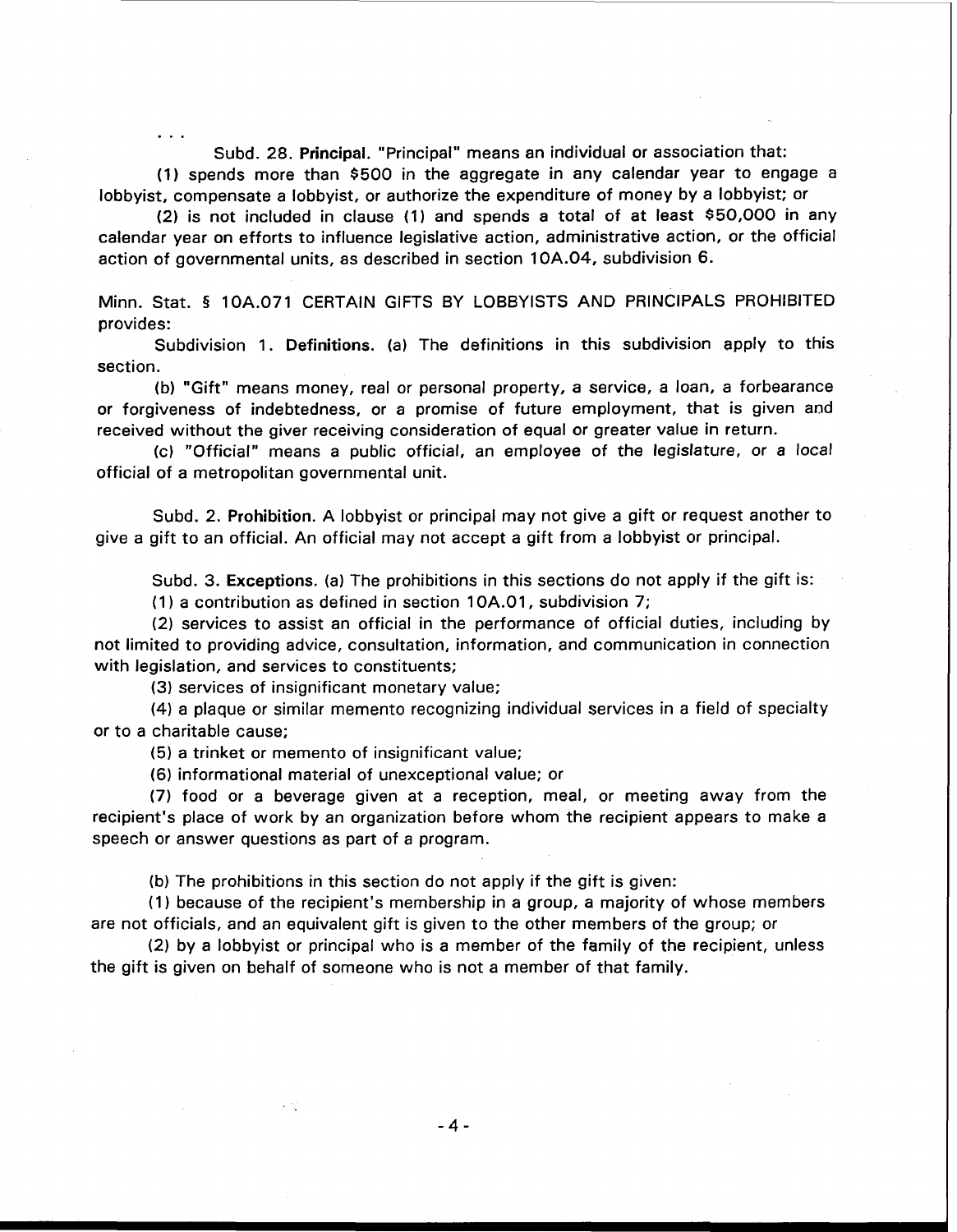. . .

Subd. 28. **Principal.** "Principal" means an individual or association that:

(1) spends more than $500 in the aggregate in any calendar year to engage a lobbyist, compensate a lobbyist, or authorize the expenditure of money by a lobbyist; or

(2) is not included in clause (1) and spends a total of at least $50,000 in any calendar year on efforts to influence legislative action, administrative action, or the official action of governmental units, as described in section 10A.04, subdivision 6.

Minn. Stat. § 10A.071 CERTAIN GIFTS BY LOBBYISTS AND PRINCIPALS PROHIBITED provides:

Subdivision 1. **Definitions.** (a) The definitions in this subdivision apply to this section.

(b) "Gift" means money, real or personal property, a service, a loan, a forbearance or forgiveness of indebtedness, or a promise of future employment, that is given and received without the giver receiving consideration of equal or greater value in return.

(c) "Official" means a public official, an employee of the legislature, or a local official of a metropolitan governmental unit.

Subd. 2. **Prohibition.** A lobbyist or principal may not give a gift or request another to give a gift to an official. An official may not accept a gift from a lobbyist or principal.

Subd. 3. **Exceptions.** (a) The prohibitions in this sections do not apply if the gift is:

(1) a contribution as defined in section 10A.01, subdivision 7;

(2) services to assist an official in the performance of official duties, including by not limited to providing advice, consultation, information, and communication in connection with legislation, and services to constituents;

(3) services of insignificant monetary value;

(4) a plaque or similar memento recognizing individual services in a field of specialty or to a charitable cause;

(5) a trinket or memento of insignificant value;

(6) informational material of unexceptional value; or

(7) food or a beverage given at a reception, meal, or meeting away from the recipient's place of work by an organization before whom the recipient appears to make a speech or answer questions as part of a program.

(b) The prohibitions in this section do not apply if the gift is given:

(1) because of the recipient's membership in a group, a majority of whose members are not officials, and an equivalent gift is given to the other members of the group; or

(2) by a lobbyist or principal who is a member of the family of the recipient, unless the gift is given on behalf of someone who is not a member of that family.